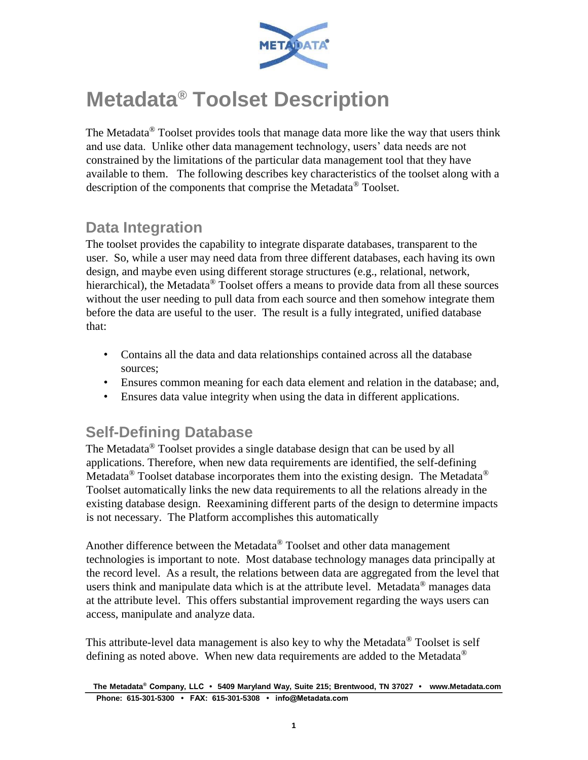# Metadata® Toolset Description

The Metadata® Toolset provides tools that manage data more like the way that users think and use data. Unlike other data management technology, users' data needs are not constrained by the limitations of the particular data management tool that they have available to them. The following describes key characteristics of the toolset along with a description of the components that comprise the Metadata® Toolset.

## Data Integration

The toolset provides the capability to integrate disparate databases, transparent to the user. So, while a user may need data from three different databases, each having its own design, and maybe even using different storage structures (e.g., relational, network, hierarchical), the Metadata® Toolset offers a means to provide data from all these sources without the user needing to pull data from each source and then somehow integrate them before the data are useful to the user. The result is a fully integrated, unified database that:

- Contains all the data and data relationships contained across all the database sources;
- Ensures common meaning for each data element and relation in the database; and,
- Ensures data value integrity when using the data in different applications.

## Self-Defining Database

The Metadata® Toolset provides a single database design that can be used by all applications. Therefore, when new data requirements are identified, the self-defining Metadata® Toolset database incorporates them into the existing design. The Metadata® Toolset automatically links the new data requirements to all the relations already in the existing database design. Reexamining different parts of the design to determine impacts is not necessary. The Platform accomplishes this automatically

Another difference between the Metadata® Toolset and other data management technologies is important to note. Most database technology manages data principally at the record level. As a result, the relations between data are aggregated from the level that users think and manipulate data which is at the attribute level. Metadata® manages data at the attribute level. This offers substantial improvement regarding the ways users can access, manipulate and analyze data.

This attribute-level data management is also key to why the Metadata® Toolset is self defining as noted above. When new data requirements are added to the Metadata®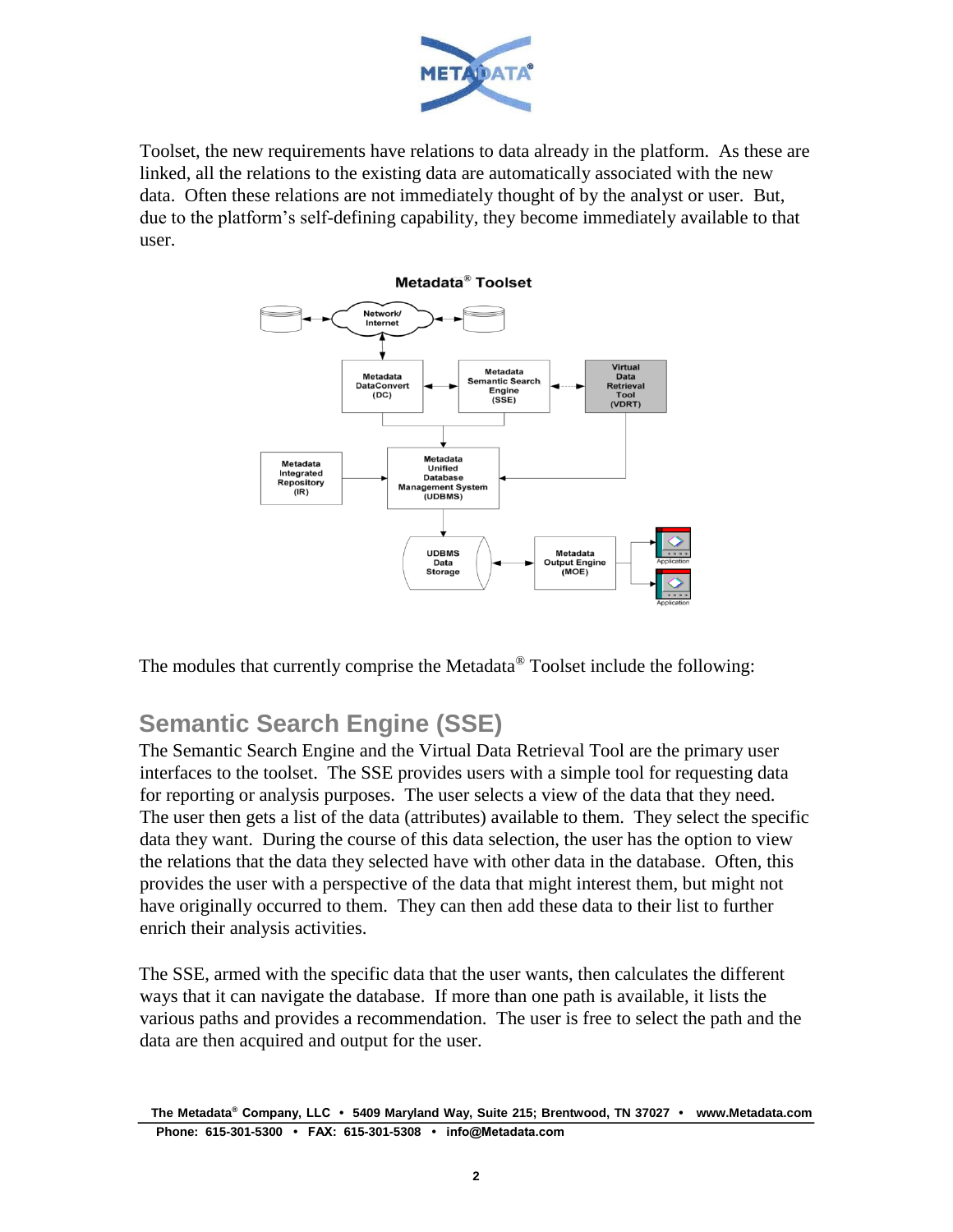Toolset, the new requirements have relations to data already in the platform. As these are linked, all the relations to the existing data are automatically associated with the new data. Often these relations are not immediately thought of by the analyst or user. But, due to the platform's self-defining capability, they become immediately available to that user.

**Metadata® Toolset**

The modules that currently comprise the Metadata® Toolset include the following:

## Semantic Search Engine (SSE)

The Semantic Search Engine and the Virtual Data Retrieval Tool are the primary user interfaces to the toolset. The SSE provides users with a simple tool for requesting data for reporting or analysis purposes. The user selects a view of the data that they need. The user then gets a list of the data (attributes) available to them. They select the specific data they want. During the course of this data selection, the user has the option to view the relations that the data they selected have with other data in the database. Often, this provides the user with a perspective of the data that might interest them, but might not have originally occurred to them. They can then add these data to their list to further enrich their analysis activities.

The SSE, armed with the specific data that the user wants, then calculates the different ways that it can navigate the database. If more than one path is available, it lists the various paths and provides a recommendation. The user is free to select the path and the data are then acquired and output for the user.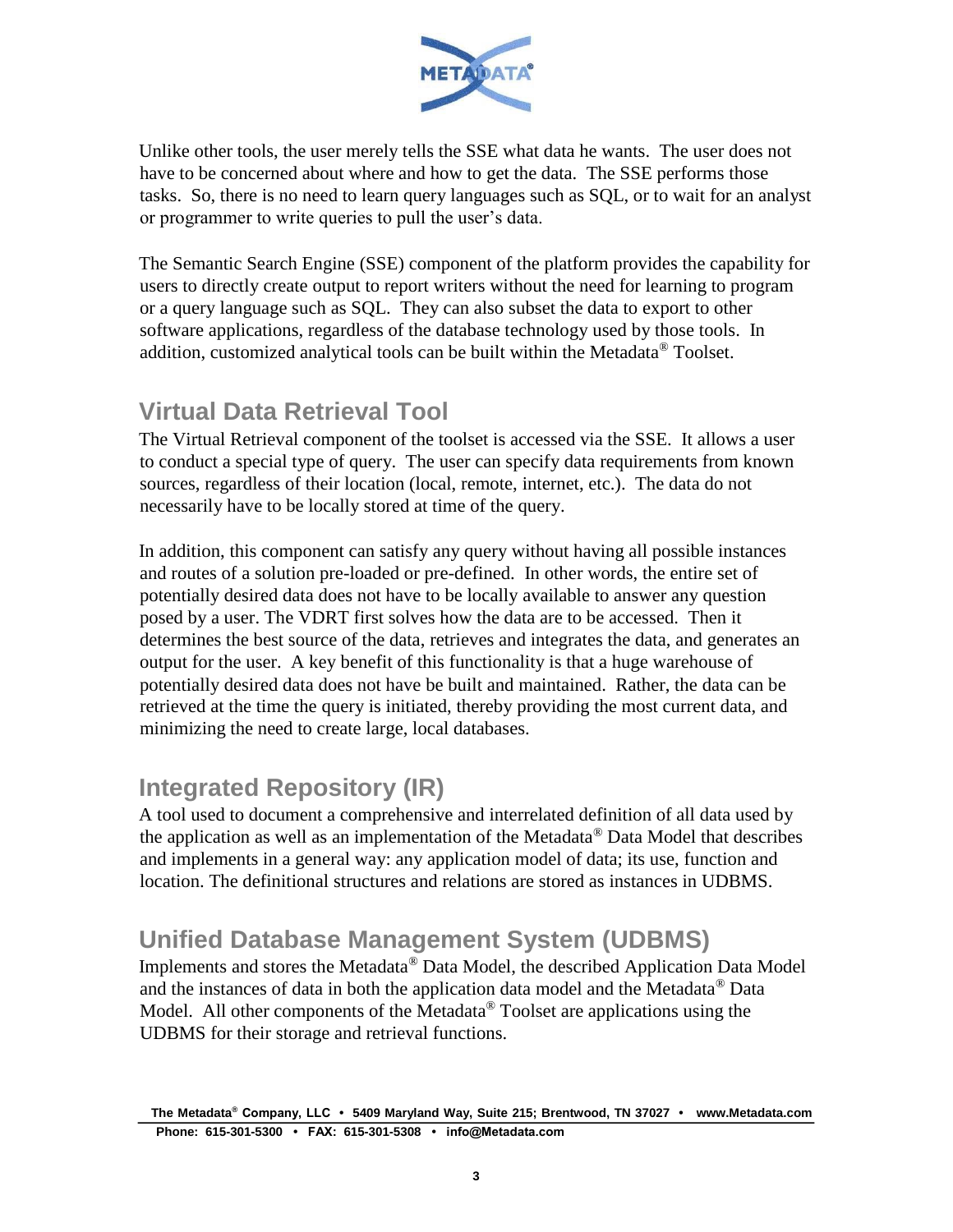Unlike other tools, the user merely tells the SSE what data he wants. The user does not have to be concerned about where and how to get the data. The SSE performs those tasks. So, there is no need to learn query languages such as SQL, or to wait for an analyst or programmer to write queries to pull the user's data.

The Semantic Search Engine (SSE) component of the platform provides the capability for users to directly create output to report writers without the need for learning to program or a query language such as SQL. They can also subset the data to export to other software applications, regardless of the database technology used by those tools. In addition, customized analytical tools can be built within the Metadata® Toolset.

## Virtual Data Retrieval Tool

The Virtual Retrieval component of the toolset is accessed via the SSE. It allows a user to conduct a special type of query. The user can specify data requirements from known sources, regardless of their location (local, remote, internet, etc.). The data do not necessarily have to be locally stored at time of the query.

In addition, this component can satisfy any query without having all possible instances and routes of a solution pre-loaded or pre-defined. In other words, the entire set of potentially desired data does not have to be locally available to answer any question posed by a user. The VDRT first solves how the data are to be accessed. Then it determines the best source of the data, retrieves and integrates the data, and generates an output for the user. A key benefit of this functionality is that a huge warehouse of potentially desired data does not have be built and maintained. Rather, the data can be retrieved at the time the query is initiated, thereby providing the most current data, and minimizing the need to create large, local databases.

## Integrated Repository (IR)

A tool used to document a comprehensive and interrelated definition of all data used by the application as well as an implementation of the Metadata® Data Model that describes and implements in a general way: any application model of data; its use, function and location. The definitional structures and relations are stored as instances in UDBMS.

## Unified Database Management System (UDBMS)

Implements and stores the Metadata® Data Model, the described Application Data Model and the instances of data in both the application data model and the Metadata® Data Model. All other components of the Metadata® Toolset are applications using the UDBMS for their storage and retrieval functions.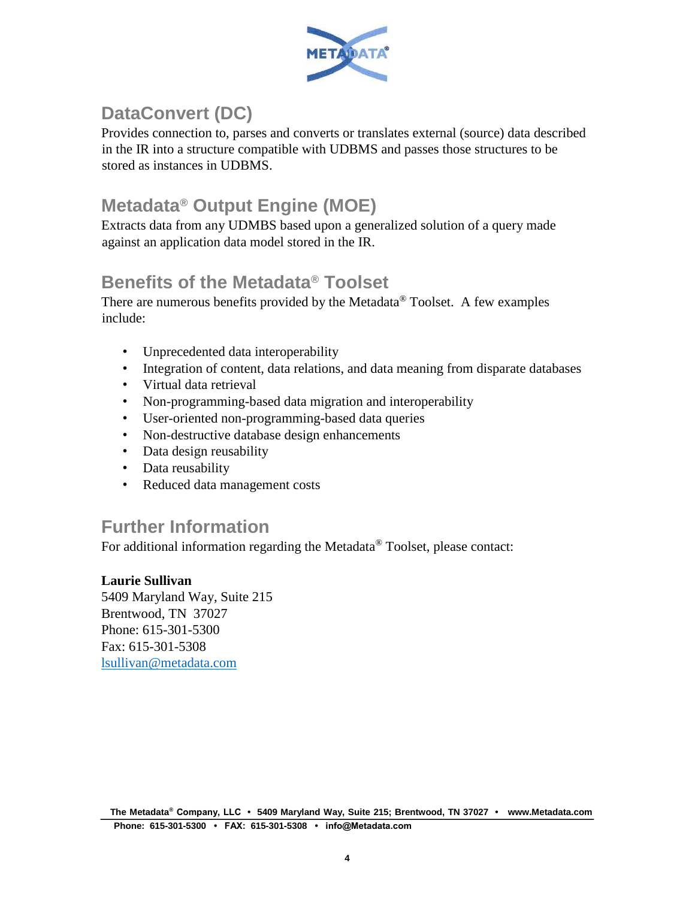## DataConvert (DC)

Provides connection to, parses and converts or translates external (source) data described in the IR into a structure compatible with UDBMS and passes those structures to be stored as instances in UDBMS.

## Metadata® Output Engine (MOE)

Extracts data from any UDMBS based upon a generalized solution of a query made against an application data model stored in the IR.

## Benefits of the Metadata® Toolset

There are numerous benefits provided by the Metadata® Toolset. A few examples include:

- Unprecedented data interoperability
- Integration of content, data relations, and data meaning from disparate databases
- Virtual data retrieval
- Non-programming-based data migration and interoperability
- User-oriented non-programming-based data queries
- Non-destructive database design enhancements
- Data design reusability
- Data reusability
- Reduced data management costs

## Further Information

For additional information regarding the Metadata® Toolset, please contact:

**Laurie Sullivan**
5409 Maryland Way, Suite 215
Brentwood, TN 37027
Phone: 615-301-5300
Fax: 615-301-5308
lsullivan@metadata.com